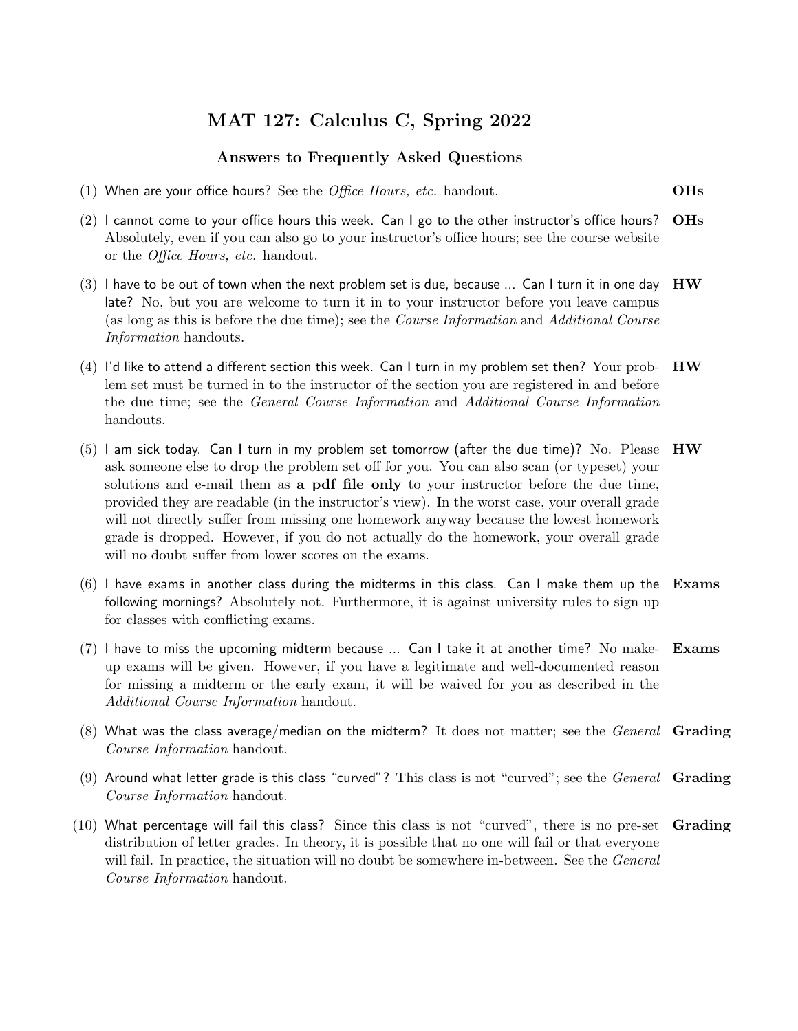# MAT 127: Calculus C, Spring 2022

## Answers to Frequently Asked Questions

(1) When are your office hours? See the *Office Hours, etc.* handout. **OHs**

(2) I cannot come to your office hours this week. Can I go to the other instructor's office hours? Absolutely, even if you can also go to your instructor's office hours; see the course website or the *Office Hours, etc.* handout. **OHs**

(3) I have to be out of town when the next problem set is due, because ... Can I turn it in one day late? No, but you are welcome to turn it in to your instructor before you leave campus (as long as this is before the due time); see the *Course Information* and *Additional Course Information* handouts. **HW**

(4) I'd like to attend a different section this week. Can I turn in my problem set then? Your problem set must be turned in to the instructor of the section you are registered in and before the due time; see the *General Course Information* and *Additional Course Information* handouts. **HW**

(5) I am sick today. Can I turn in my problem set tomorrow (after the due time)? No. Please ask someone else to drop the problem set off for you. You can also scan (or typeset) your solutions and e-mail them as **a pdf file only** to your instructor before the due time, provided they are readable (in the instructor's view). In the worst case, your overall grade will not directly suffer from missing one homework anyway because the lowest homework grade is dropped. However, if you do not actually do the homework, your overall grade will no doubt suffer from lower scores on the exams. **HW**

(6) I have exams in another class during the midterms in this class. Can I make them up the following mornings? Absolutely not. Furthermore, it is against university rules to sign up for classes with conflicting exams. **Exams**

(7) I have to miss the upcoming midterm because ... Can I take it at another time? No make-up exams will be given. However, if you have a legitimate and well-documented reason for missing a midterm or the early exam, it will be waived for you as described in the *Additional Course Information* handout. **Exams**

(8) What was the class average/median on the midterm? It does not matter; see the *General Course Information* handout. **Grading**

(9) Around what letter grade is this class "curved"? This class is not "curved"; see the *General Course Information* handout. **Grading**

(10) What percentage will fail this class? Since this class is not "curved", there is no pre-set distribution of letter grades. In theory, it is possible that no one will fail or that everyone will fail. In practice, the situation will no doubt be somewhere in-between. See the *General Course Information* handout. **Grading**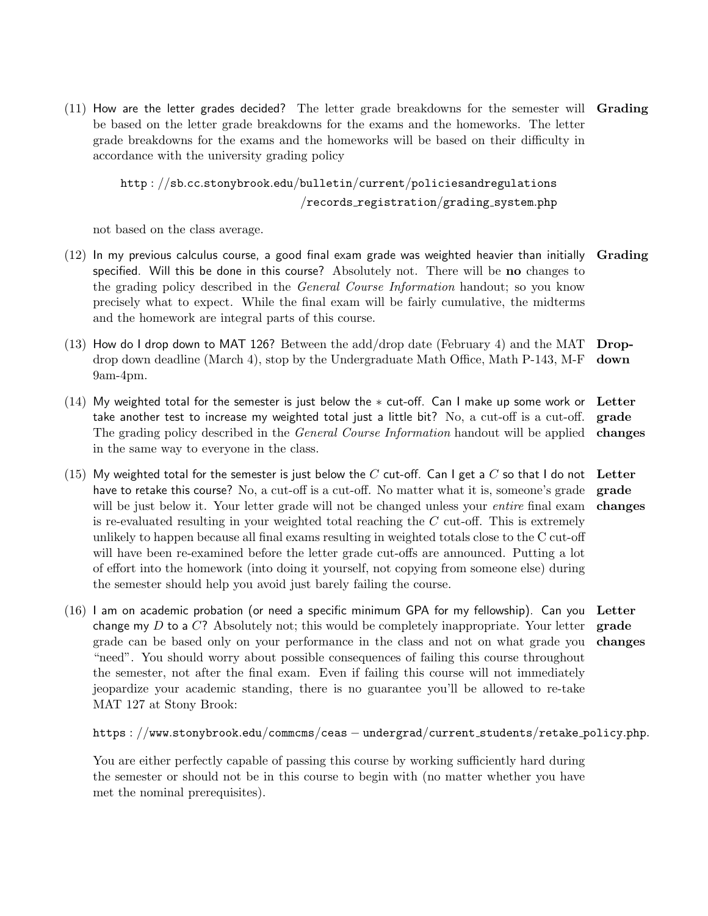(11) How are the letter grades decided? The letter grade breakdowns for the semester will be based on the letter grade breakdowns for the exams and the homeworks. The letter grade breakdowns for the exams and the homeworks will be based on their difficulty in accordance with the university grading policy **Grading**

> http://sb.cc.stonybrook.edu/bulletin/current/policiesandregulations/records_registration/grading_system.php

not based on the class average.

(12) In my previous calculus course, a good final exam grade was weighted heavier than initially specified. Will this be done in this course? Absolutely not. There will be **no** changes to the grading policy described in the *General Course Information* handout; so you know precisely what to expect. While the final exam will be fairly cumulative, the midterms and the homework are integral parts of this course. **Grading**

(13) How do I drop down to MAT 126? Between the add/drop date (February 4) and the MAT drop down deadline (March 4), stop by the Undergraduate Math Office, Math P-143, M-F 9am-4pm. **Drop-down**

(14) My weighted total for the semester is just below the $*$ cut-off. Can I make up some work or take another test to increase my weighted total just a little bit? No, a cut-off is a cut-off. The grading policy described in the *General Course Information* handout will be applied in the same way to everyone in the class. **Letter grade changes**

(15) My weighted total for the semester is just below the $C$ cut-off. Can I get a $C$ so that I do not have to retake this course? No, a cut-off is a cut-off. No matter what it is, someone's grade will be just below it. Your letter grade will not be changed unless your *entire* final exam is re-evaluated resulting in your weighted total reaching the $C$ cut-off. This is extremely unlikely to happen because all final exams resulting in weighted totals close to the C cut-off will have been re-examined before the letter grade cut-offs are announced. Putting a lot of effort into the homework (into doing it yourself, not copying from someone else) during the semester should help you avoid just barely failing the course. **Letter grade changes**

(16) I am on academic probation (or need a specific minimum GPA for my fellowship). Can you change my $D$ to a $C$? Absolutely not; this would be completely inappropriate. Your letter grade can be based only on your performance in the class and not on what grade you "need". You should worry about possible consequences of failing this course throughout the semester, not after the final exam. Even if failing this course will not immediately jeopardize your academic standing, there is no guarantee you'll be allowed to re-take MAT 127 at Stony Brook: **Letter grade changes**

> https://www.stonybrook.edu/commcms/ceas-undergrad/current_students/retake_policy.php.

You are either perfectly capable of passing this course by working sufficiently hard during the semester or should not be in this course to begin with (no matter whether you have met the nominal prerequisites).